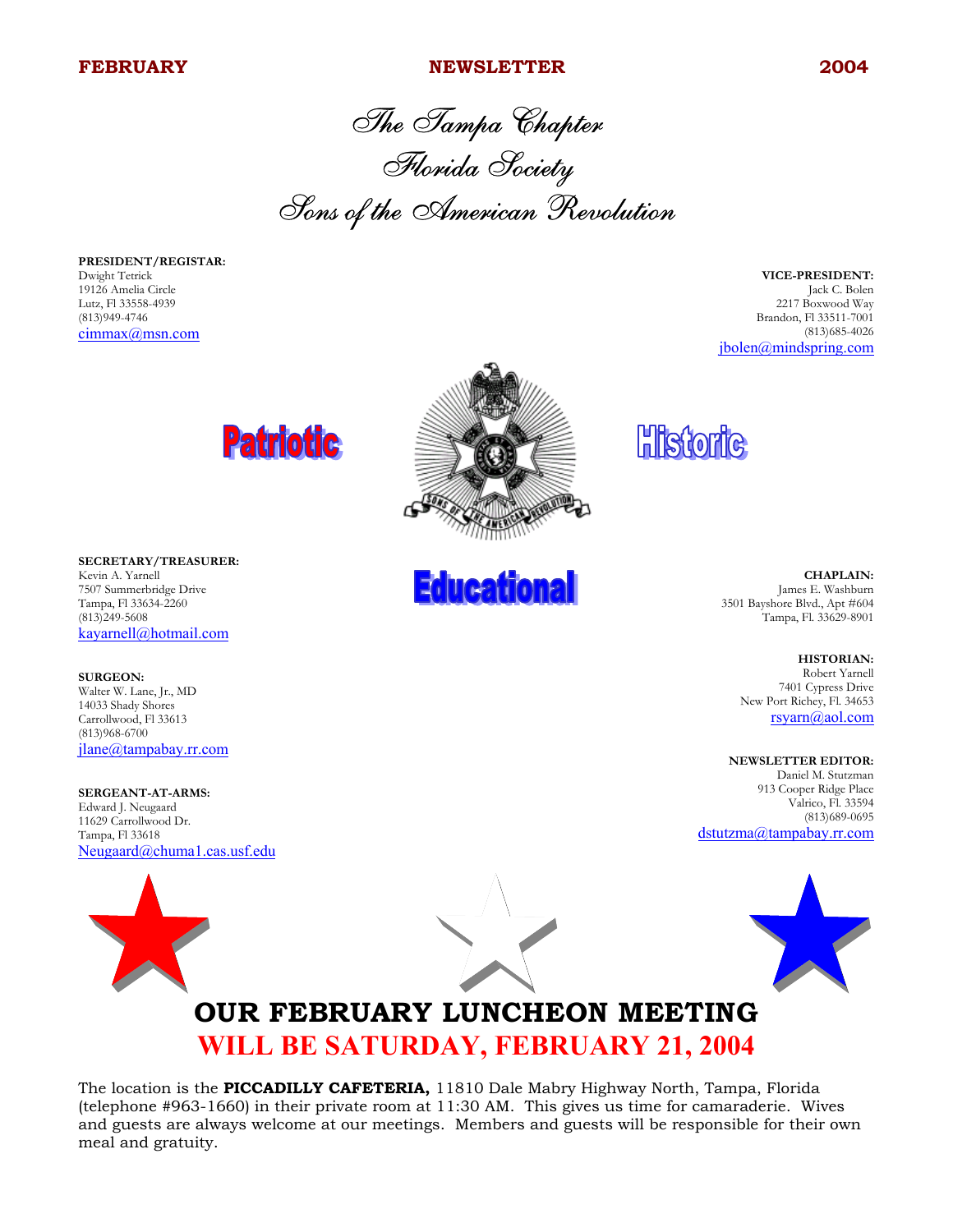**FEBRUARY** **NEWSLETTER** **2004**

# The Tampa Chapter
# Florida Society
# Sons of the American Revolution

**PRESIDENT/REGISTAR:**
Dwight Tetrick
19126 Amelia Circle
Lutz, Fl 33558-4939
(813)949-4746
cimmax@msn.com

**VICE-PRESIDENT:**
Jack C. Bolen
2217 Boxwood Way
Brandon, Fl 33511-7001
(813)685-4026
jbolen@mindspring.com

Patriotic

Historic

Educational

**SECRETARY/TREASURER:**
Kevin A. Yarnell
7507 Summerbridge Drive
Tampa, Fl 33634-2260
(813)249-5608
kayarnell@hotmail.com

**CHAPLAIN:**
James E. Washburn
3501 Bayshore Blvd., Apt #604
Tampa, Fl. 33629-8901

**SURGEON:**
Walter W. Lane, Jr., MD
14033 Shady Shores
Carrollwood, Fl 33613
(813)968-6700
jlane@tampabay.rr.com

**HISTORIAN:**
Robert Yarnell
7401 Cypress Drive
New Port Richey, Fl. 34653
rsyarn@aol.com

**SERGEANT-AT-ARMS:**
Edward J. Neugaard
11629 Carrollwood Dr.
Tampa, Fl 33618
Neugaard@chuma1.cas.usf.edu

**NEWSLETTER EDITOR:**
Daniel M. Stutzman
913 Cooper Ridge Place
Valrico, Fl. 33594
(813)689-0695
dstutzma@tampabay.rr.com

## OUR FEBRUARY LUNCHEON MEETING
## WILL BE SATURDAY, FEBRUARY 21, 2004

The location is the **PICCADILLY CAFETERIA,** 11810 Dale Mabry Highway North, Tampa, Florida (telephone #963-1660) in their private room at 11:30 AM. This gives us time for camaraderie. Wives and guests are always welcome at our meetings. Members and guests will be responsible for their own meal and gratuity.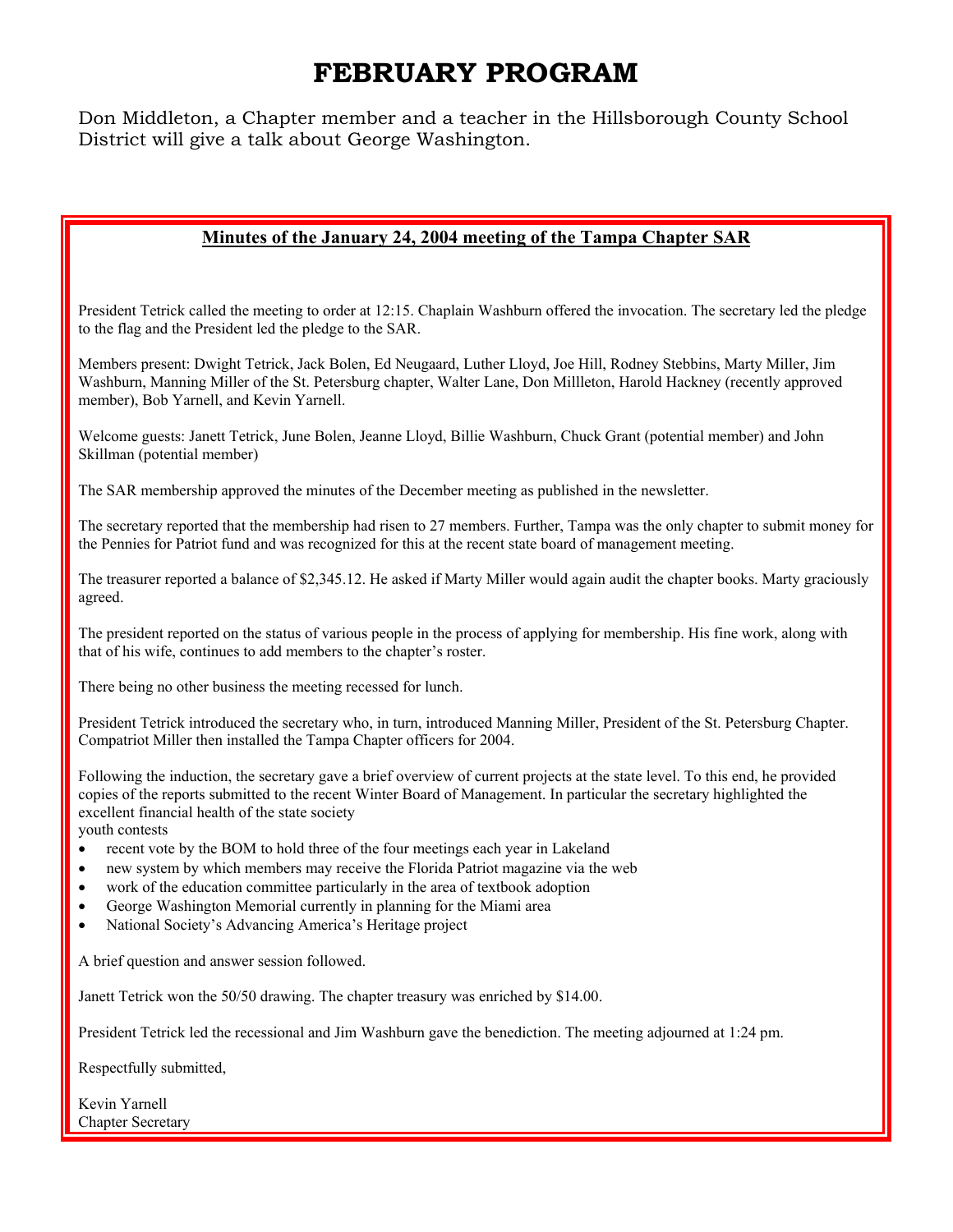# FEBRUARY PROGRAM

Don Middleton, a Chapter member and a teacher in the Hillsborough County School District will give a talk about George Washington.

## Minutes of the January 24, 2004 meeting of the Tampa Chapter SAR

President Tetrick called the meeting to order at 12:15. Chaplain Washburn offered the invocation. The secretary led the pledge to the flag and the President led the pledge to the SAR.

Members present: Dwight Tetrick, Jack Bolen, Ed Neugaard, Luther Lloyd, Joe Hill, Rodney Stebbins, Marty Miller, Jim Washburn, Manning Miller of the St. Petersburg chapter, Walter Lane, Don Millleton, Harold Hackney (recently approved member), Bob Yarnell, and Kevin Yarnell.

Welcome guests: Janett Tetrick, June Bolen, Jeanne Lloyd, Billie Washburn, Chuck Grant (potential member) and John Skillman (potential member)

The SAR membership approved the minutes of the December meeting as published in the newsletter.

The secretary reported that the membership had risen to 27 members. Further, Tampa was the only chapter to submit money for the Pennies for Patriot fund and was recognized for this at the recent state board of management meeting.

The treasurer reported a balance of $2,345.12. He asked if Marty Miller would again audit the chapter books. Marty graciously agreed.

The president reported on the status of various people in the process of applying for membership. His fine work, along with that of his wife, continues to add members to the chapter's roster.

There being no other business the meeting recessed for lunch.

President Tetrick introduced the secretary who, in turn, introduced Manning Miller, President of the St. Petersburg Chapter. Compatriot Miller then installed the Tampa Chapter officers for 2004.

Following the induction, the secretary gave a brief overview of current projects at the state level. To this end, he provided copies of the reports submitted to the recent Winter Board of Management. In particular the secretary highlighted the excellent financial health of the state society
youth contests

- recent vote by the BOM to hold three of the four meetings each year in Lakeland
- new system by which members may receive the Florida Patriot magazine via the web
- work of the education committee particularly in the area of textbook adoption
- George Washington Memorial currently in planning for the Miami area
- National Society's Advancing America's Heritage project

A brief question and answer session followed.

Janett Tetrick won the 50/50 drawing. The chapter treasury was enriched by $14.00.

President Tetrick led the recessional and Jim Washburn gave the benediction. The meeting adjourned at 1:24 pm.

Respectfully submitted,

Kevin Yarnell
Chapter Secretary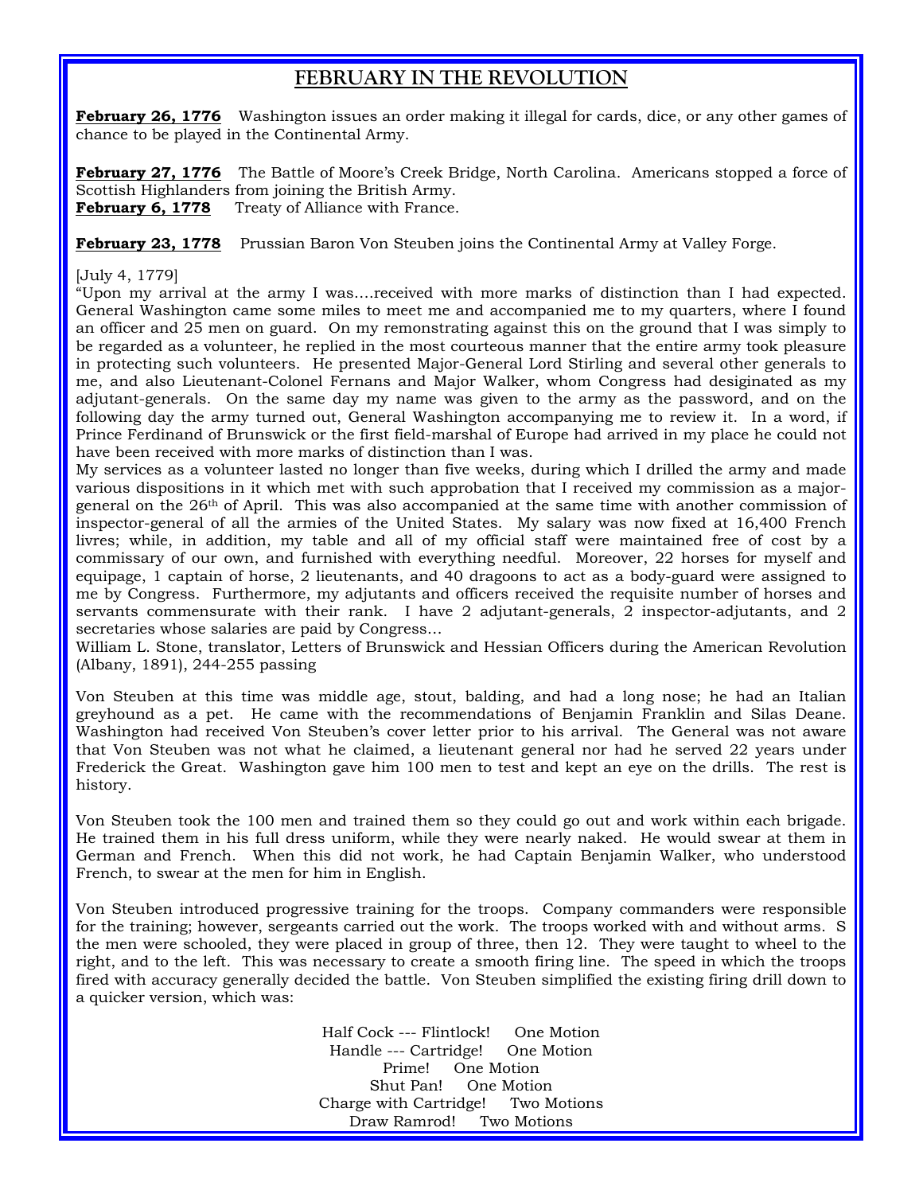## FEBRUARY IN THE REVOLUTION

**February 26, 1776** Washington issues an order making it illegal for cards, dice, or any other games of chance to be played in the Continental Army.

**February 27, 1776** The Battle of Moore's Creek Bridge, North Carolina. Americans stopped a force of Scottish Highlanders from joining the British Army.
**February 6, 1778** Treaty of Alliance with France.

**February 23, 1778** Prussian Baron Von Steuben joins the Continental Army at Valley Forge.

[July 4, 1779]
"Upon my arrival at the army I was....received with more marks of distinction than I had expected. General Washington came some miles to meet me and accompanied me to my quarters, where I found an officer and 25 men on guard. On my remonstrating against this on the ground that I was simply to be regarded as a volunteer, he replied in the most courteous manner that the entire army took pleasure in protecting such volunteers. He presented Major-General Lord Stirling and several other generals to me, and also Lieutenant-Colonel Fernans and Major Walker, whom Congress had desiginated as my adjutant-generals. On the same day my name was given to the army as the password, and on the following day the army turned out, General Washington accompanying me to review it. In a word, if Prince Ferdinand of Brunswick or the first field-marshal of Europe had arrived in my place he could not have been received with more marks of distinction than I was.
My services as a volunteer lasted no longer than five weeks, during which I drilled the army and made various dispositions in it which met with such approbation that I received my commission as a major-general on the 26th of April. This was also accompanied at the same time with another commission of inspector-general of all the armies of the United States. My salary was now fixed at 16,400 French livres; while, in addition, my table and all of my official staff were maintained free of cost by a commissary of our own, and furnished with everything needful. Moreover, 22 horses for myself and equipage, 1 captain of horse, 2 lieutenants, and 40 dragoons to act as a body-guard were assigned to me by Congress. Furthermore, my adjutants and officers received the requisite number of horses and servants commensurate with their rank. I have 2 adjutant-generals, 2 inspector-adjutants, and 2 secretaries whose salaries are paid by Congress…
William L. Stone, translator, Letters of Brunswick and Hessian Officers during the American Revolution (Albany, 1891), 244-255 passing

Von Steuben at this time was middle age, stout, balding, and had a long nose; he had an Italian greyhound as a pet. He came with the recommendations of Benjamin Franklin and Silas Deane. Washington had received Von Steuben's cover letter prior to his arrival. The General was not aware that Von Steuben was not what he claimed, a lieutenant general nor had he served 22 years under Frederick the Great. Washington gave him 100 men to test and kept an eye on the drills. The rest is history.

Von Steuben took the 100 men and trained them so they could go out and work within each brigade. He trained them in his full dress uniform, while they were nearly naked. He would swear at them in German and French. When this did not work, he had Captain Benjamin Walker, who understood French, to swear at the men for him in English.

Von Steuben introduced progressive training for the troops. Company commanders were responsible for the training; however, sergeants carried out the work. The troops worked with and without arms. S the men were schooled, they were placed in group of three, then 12. They were taught to wheel to the right, and to the left. This was necessary to create a smooth firing line. The speed in which the troops fired with accuracy generally decided the battle. Von Steuben simplified the existing firing drill down to a quicker version, which was:

Half Cock --- Flintlock! One Motion
Handle --- Cartridge! One Motion
Prime! One Motion
Shut Pan! One Motion
Charge with Cartridge! Two Motions
Draw Ramrod! Two Motions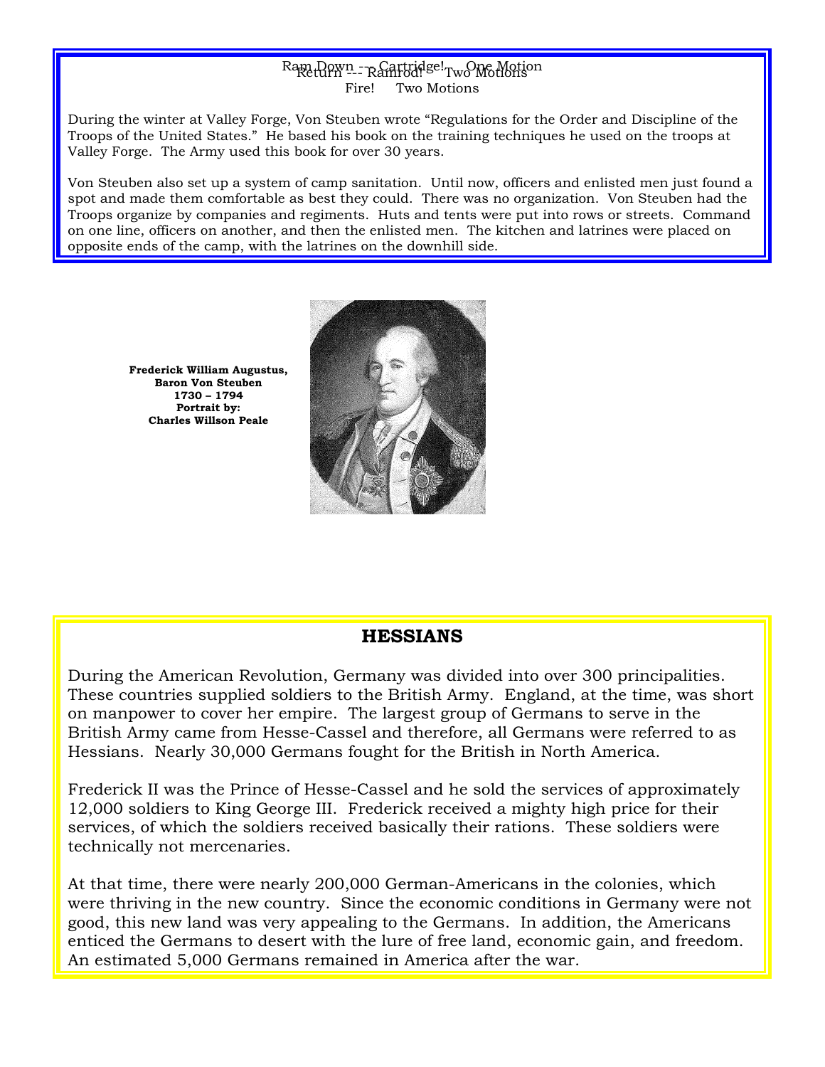Ram Down --- Cartridge! One Motion
Return --- Ramrod! Two Motions
Fire! Two Motions

During the winter at Valley Forge, Von Steuben wrote "Regulations for the Order and Discipline of the Troops of the United States." He based his book on the training techniques he used on the troops at Valley Forge. The Army used this book for over 30 years.

Von Steuben also set up a system of camp sanitation. Until now, officers and enlisted men just found a spot and made them comfortable as best they could. There was no organization. Von Steuben had the Troops organize by companies and regiments. Huts and tents were put into rows or streets. Command on one line, officers on another, and then the enlisted men. The kitchen and latrines were placed on opposite ends of the camp, with the latrines on the downhill side.

**Frederick William Augustus, Baron Von Steuben**
**1730 – 1794**
**Portrait by:**
**Charles Willson Peale**

## HESSIANS

During the American Revolution, Germany was divided into over 300 principalities. These countries supplied soldiers to the British Army. England, at the time, was short on manpower to cover her empire. The largest group of Germans to serve in the British Army came from Hesse-Cassel and therefore, all Germans were referred to as Hessians. Nearly 30,000 Germans fought for the British in North America.

Frederick II was the Prince of Hesse-Cassel and he sold the services of approximately 12,000 soldiers to King George III. Frederick received a mighty high price for their services, of which the soldiers received basically their rations. These soldiers were technically not mercenaries.

At that time, there were nearly 200,000 German-Americans in the colonies, which were thriving in the new country. Since the economic conditions in Germany were not good, this new land was very appealing to the Germans. In addition, the Americans enticed the Germans to desert with the lure of free land, economic gain, and freedom. An estimated 5,000 Germans remained in America after the war.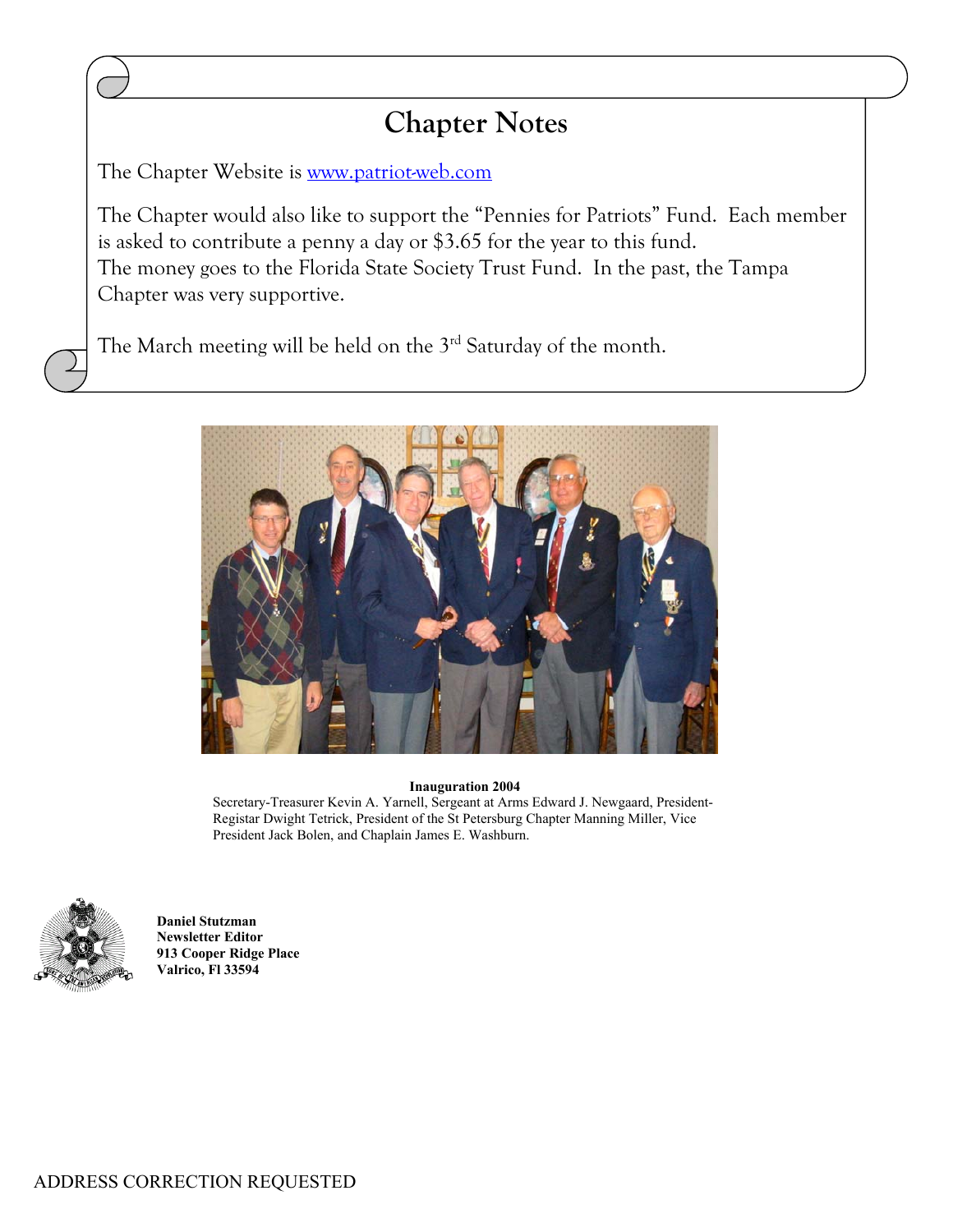# Chapter Notes

The Chapter Website is [www.patriot-web.com](http://www.patriot-web.com)

The Chapter would also like to support the "Pennies for Patriots" Fund. Each member is asked to contribute a penny a day or $3.65 for the year to this fund.
The money goes to the Florida State Society Trust Fund. In the past, the Tampa Chapter was very supportive.

The March meeting will be held on the 3rd Saturday of the month.

**Inauguration 2004**
Secretary-Treasurer Kevin A. Yarnell, Sergeant at Arms Edward J. Newgaard, President-Registar Dwight Tetrick, President of the St Petersburg Chapter Manning Miller, Vice President Jack Bolen, and Chaplain James E. Washburn.

**Daniel Stutzman**
**Newsletter Editor**
**913 Cooper Ridge Place**
**Valrico, Fl 33594**

ADDRESS CORRECTION REQUESTED